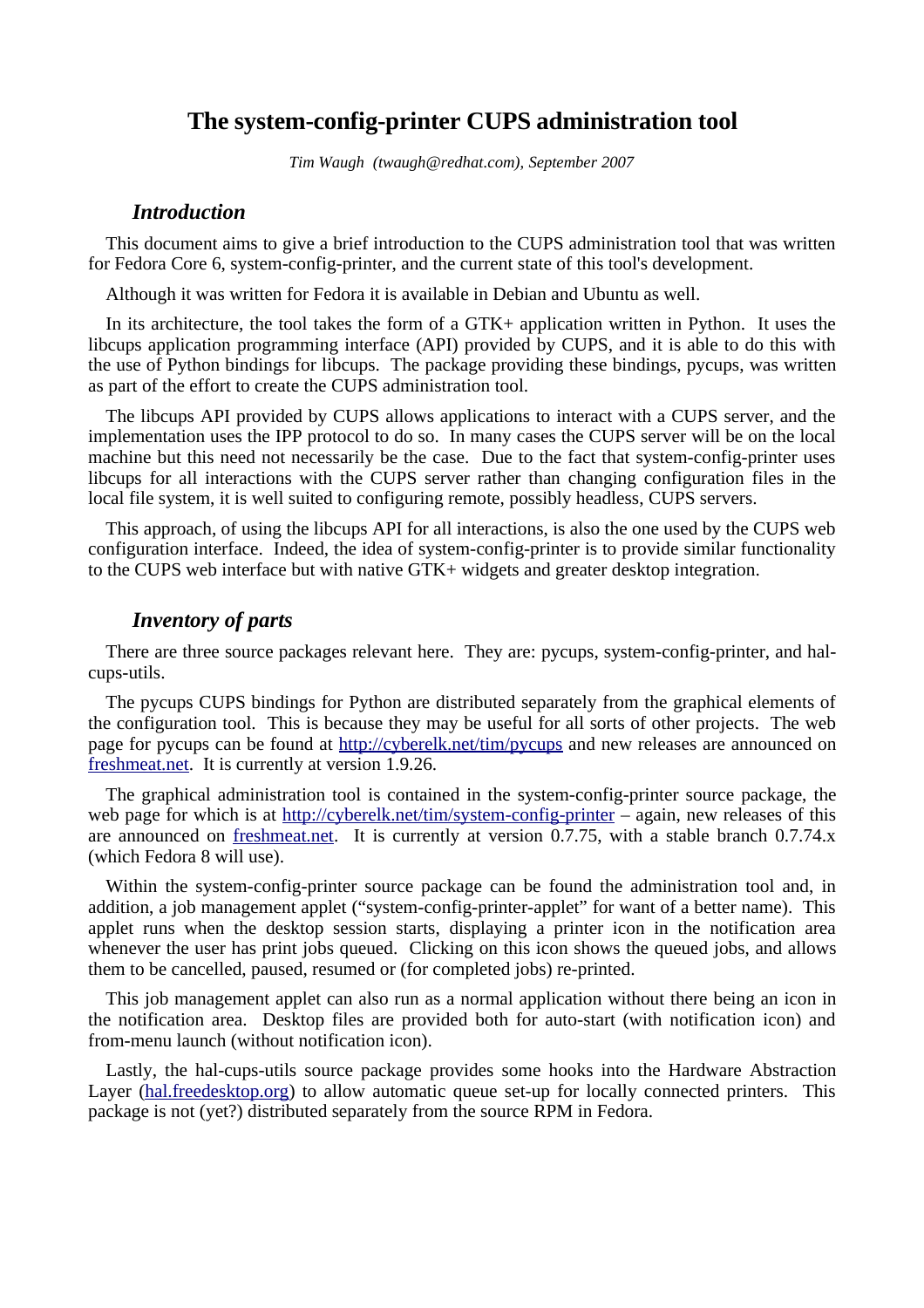# The system-config-printer CUPS administration tool

*Tim Waugh (twaugh@redhat.com), September 2007*

## *Introduction*

This document aims to give a brief introduction to the CUPS administration tool that was written for Fedora Core 6, system-config-printer, and the current state of this tool's development.

Although it was written for Fedora it is available in Debian and Ubuntu as well.

In its architecture, the tool takes the form of a GTK+ application written in Python. It uses the libcups application programming interface (API) provided by CUPS, and it is able to do this with the use of Python bindings for libcups. The package providing these bindings, pycups, was written as part of the effort to create the CUPS administration tool.

The libcups API provided by CUPS allows applications to interact with a CUPS server, and the implementation uses the IPP protocol to do so. In many cases the CUPS server will be on the local machine but this need not necessarily be the case. Due to the fact that system-config-printer uses libcups for all interactions with the CUPS server rather than changing configuration files in the local file system, it is well suited to configuring remote, possibly headless, CUPS servers.

This approach, of using the libcups API for all interactions, is also the one used by the CUPS web configuration interface. Indeed, the idea of system-config-printer is to provide similar functionality to the CUPS web interface but with native GTK+ widgets and greater desktop integration.

## *Inventory of parts*

There are three source packages relevant here. They are: pycups, system-config-printer, and hal-cups-utils.

The pycups CUPS bindings for Python are distributed separately from the graphical elements of the configuration tool. This is because they may be useful for all sorts of other projects. The web page for pycups can be found at [http://cyberelk.net/tim/pycups](http://cyberelk.net/tim/pycups) and new releases are announced on [freshmeat.net](http://freshmeat.net). It is currently at version 1.9.26.

The graphical administration tool is contained in the system-config-printer source package, the web page for which is at [http://cyberelk.net/tim/system-config-printer](http://cyberelk.net/tim/system-config-printer) – again, new releases of this are announced on [freshmeat.net](http://freshmeat.net). It is currently at version 0.7.75, with a stable branch 0.7.74.x (which Fedora 8 will use).

Within the system-config-printer source package can be found the administration tool and, in addition, a job management applet ("system-config-printer-applet" for want of a better name). This applet runs when the desktop session starts, displaying a printer icon in the notification area whenever the user has print jobs queued. Clicking on this icon shows the queued jobs, and allows them to be cancelled, paused, resumed or (for completed jobs) re-printed.

This job management applet can also run as a normal application without there being an icon in the notification area. Desktop files are provided both for auto-start (with notification icon) and from-menu launch (without notification icon).

Lastly, the hal-cups-utils source package provides some hooks into the Hardware Abstraction Layer ([hal.freedesktop.org](http://hal.freedesktop.org)) to allow automatic queue set-up for locally connected printers. This package is not (yet?) distributed separately from the source RPM in Fedora.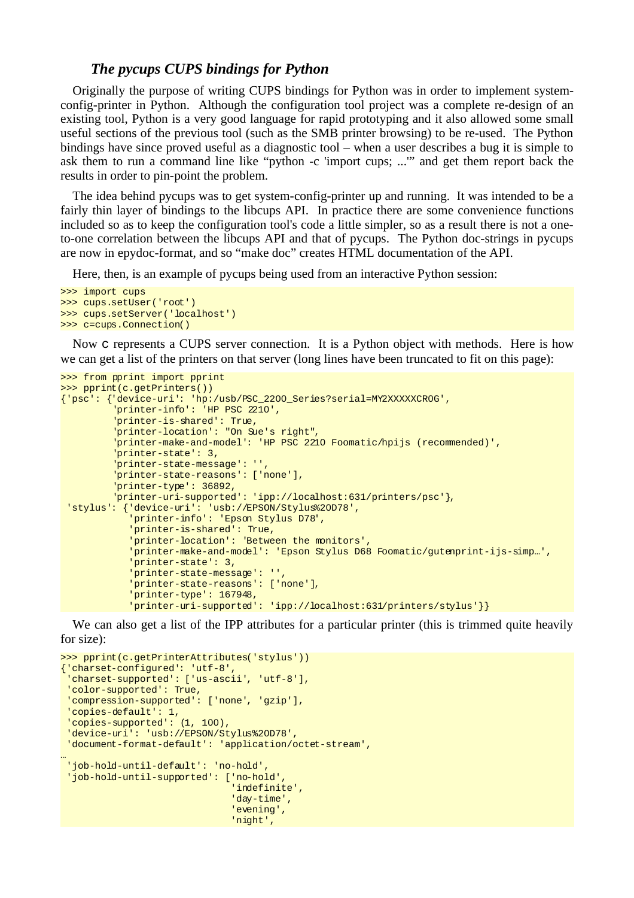### *The pycups CUPS bindings for Python*

Originally the purpose of writing CUPS bindings for Python was in order to implement system-config-printer in Python. Although the configuration tool project was a complete re-design of an existing tool, Python is a very good language for rapid prototyping and it also allowed some small useful sections of the previous tool (such as the SMB printer browsing) to be re-used. The Python bindings have since proved useful as a diagnostic tool – when a user describes a bug it is simple to ask them to run a command line like "python -c 'import cups; ...'" and get them report back the results in order to pin-point the problem.

The idea behind pycups was to get system-config-printer up and running. It was intended to be a fairly thin layer of bindings to the libcups API. In practice there are some convenience functions included so as to keep the configuration tool's code a little simpler, so as a result there is not a one-to-one correlation between the libcups API and that of pycups. The Python doc-strings in pycups are now in epydoc-format, and so "make doc" creates HTML documentation of the API.

Here, then, is an example of pycups being used from an interactive Python session:

```
>>> import cups
>>> cups.setUser('root')
>>> cups.setServer('localhost')
>>> c=cups.Connection()
```

Now `c` represents a CUPS server connection. It is a Python object with methods. Here is how we can get a list of the printers on that server (long lines have been truncated to fit on this page):

```
>>> from pprint import pprint
>>> pprint(c.getPrinters())
{'psc': {'device-uri': 'hp:/usb/PSC_2200_Series?serial=MY2XXXXXCR0G',
         'printer-info': 'HP PSC 2210',
         'printer-is-shared': True,
         'printer-location': "On Sue's right",
         'printer-make-and-model': 'HP PSC 2210 Foomatic/hpijs (recommended)',
         'printer-state': 3,
         'printer-state-message': '',
         'printer-state-reasons': ['none'],
         'printer-type': 36892,
         'printer-uri-supported': 'ipp://localhost:631/printers/psc'},
 'stylus': {'device-uri': 'usb://EPSON/Stylus%20D78',
            'printer-info': 'Epson Stylus D78',
            'printer-is-shared': True,
            'printer-location': 'Between the monitors',
            'printer-make-and-model': 'Epson Stylus D68 Foomatic/gutenprint-ijs-simp…',
            'printer-state': 3,
            'printer-state-message': '',
            'printer-state-reasons': ['none'],
            'printer-type': 167948,
            'printer-uri-supported': 'ipp://localhost:631/printers/stylus'}}
```

We can also get a list of the IPP attributes for a particular printer (this is trimmed quite heavily for size):

```
>>> pprint(c.getPrinterAttributes('stylus'))
{'charset-configured': 'utf-8',
 'charset-supported': ['us-ascii', 'utf-8'],
 'color-supported': True,
 'compression-supported': ['none', 'gzip'],
 'copies-default': 1,
 'copies-supported': (1, 100),
 'device-uri': 'usb://EPSON/Stylus%20D78',
 'document-format-default': 'application/octet-stream',
…
 'job-hold-until-default': 'no-hold',
 'job-hold-until-supported': ['no-hold',
                              'indefinite',
                              'day-time',
                              'evening',
                              'night',
```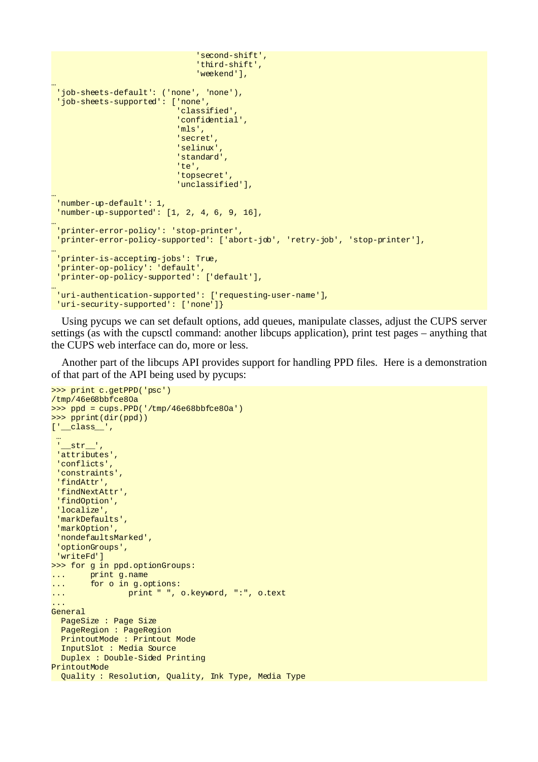```
                              'second-shift',
                              'third-shift',
                              'weekend'],
…
 'job-sheets-default': ('none', 'none'),
 'job-sheets-supported': ['none',
                          'classified',
                          'confidential',
                          'mls',
                          'secret',
                          'selinux',
                          'standard',
                          'te',
                          'topsecret',
                          'unclassified'],
…
 'number-up-default': 1,
 'number-up-supported': [1, 2, 4, 6, 9, 16],
…
 'printer-error-policy': 'stop-printer',
 'printer-error-policy-supported': ['abort-job', 'retry-job', 'stop-printer'],
…
 'printer-is-accepting-jobs': True,
 'printer-op-policy': 'default',
 'printer-op-policy-supported': ['default'],
…
 'uri-authentication-supported': ['requesting-user-name'],
 'uri-security-supported': ['none']}
```

Using pycups we can set default options, add queues, manipulate classes, adjust the CUPS server settings (as with the cupsctl command: another libcups application), print test pages – anything that the CUPS web interface can do, more or less.

Another part of the libcups API provides support for handling PPD files. Here is a demonstration of that part of the API being used by pycups:

```
>>> print c.getPPD('psc')
/tmp/46e68bbfce80a
>>> ppd = cups.PPD('/tmp/46e68bbfce80a')
>>> pprint(dir(ppd))
['__class__',
 …
 '__str__',
 'attributes',
 'conflicts',
 'constraints',
 'findAttr',
 'findNextAttr',
 'findOption',
 'localize',
 'markDefaults',
 'markOption',
 'nondefaultsMarked',
 'optionGroups',
 'writeFd']
>>> for g in ppd.optionGroups:
...     print g.name
...     for o in g.options:
...             print " ", o.keyword, ":", o.text
...
General
  PageSize : Page Size
  PageRegion : PageRegion
  PrintoutMode : Printout Mode
  InputSlot : Media Source
  Duplex : Double-Sided Printing
PrintoutMode
  Quality : Resolution, Quality, Ink Type, Media Type
```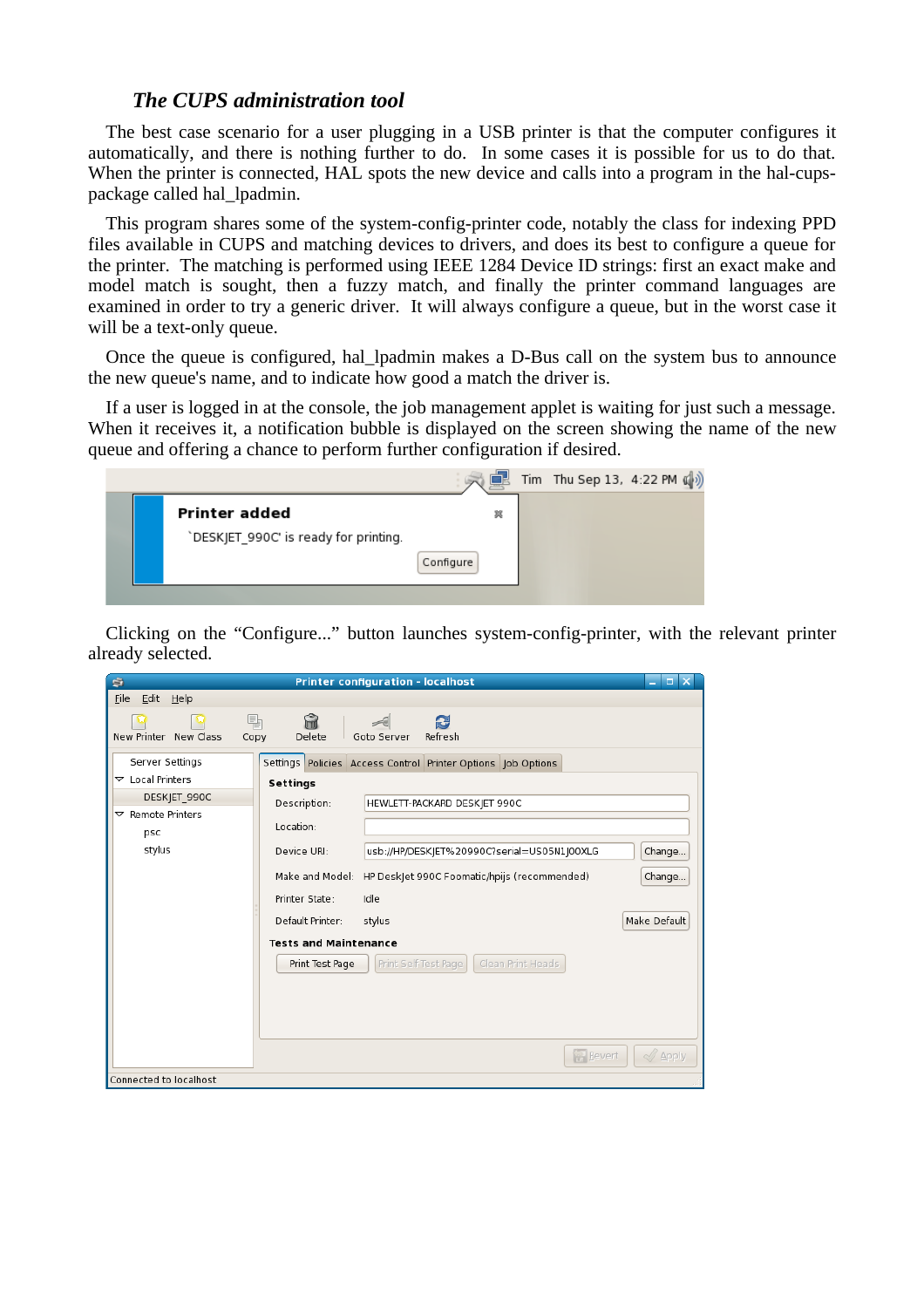### *The CUPS administration tool*

The best case scenario for a user plugging in a USB printer is that the computer configures it automatically, and there is nothing further to do. In some cases it is possible for us to do that. When the printer is connected, HAL spots the new device and calls into a program in the hal-cups-package called hal_lpadmin.

This program shares some of the system-config-printer code, notably the class for indexing PPD files available in CUPS and matching devices to drivers, and does its best to configure a queue for the printer. The matching is performed using IEEE 1284 Device ID strings: first an exact make and model match is sought, then a fuzzy match, and finally the printer command languages are examined in order to try a generic driver. It will always configure a queue, but in the worst case it will be a text-only queue.

Once the queue is configured, hal_lpadmin makes a D-Bus call on the system bus to announce the new queue's name, and to indicate how good a match the driver is.

If a user is logged in at the console, the job management applet is waiting for just such a message. When it receives it, a notification bubble is displayed on the screen showing the name of the new queue and offering a chance to perform further configuration if desired.

Clicking on the "Configure..." button launches system-config-printer, with the relevant printer already selected.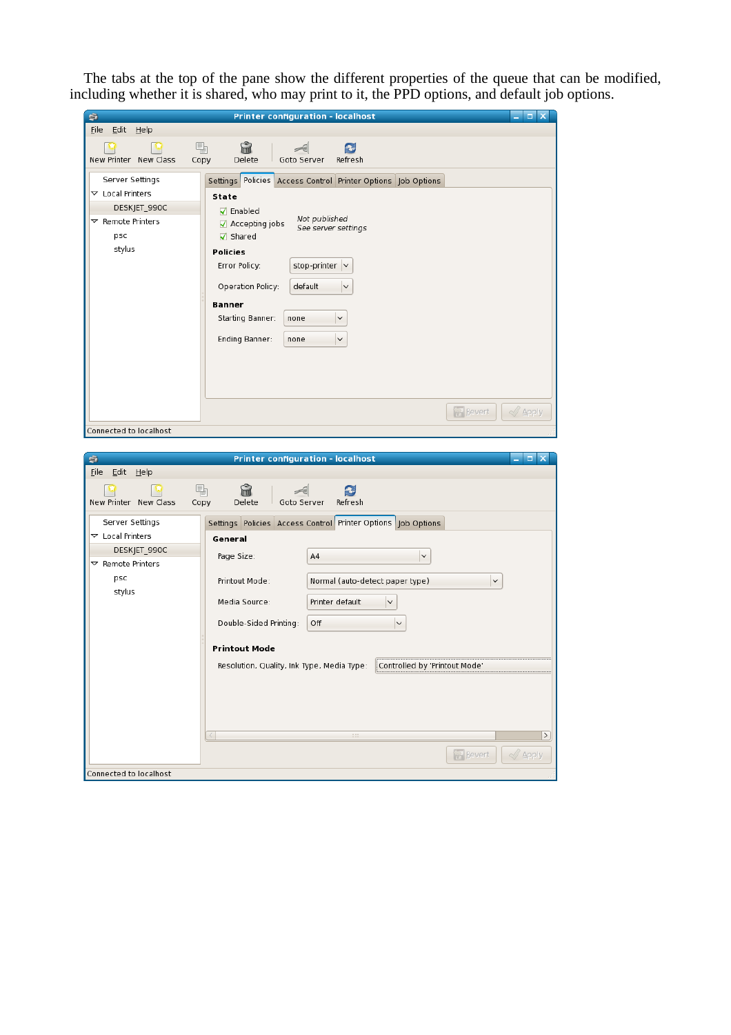The tabs at the top of the pane show the different properties of the queue that can be modified, including whether it is shared, who may print to it, the PPD options, and default job options.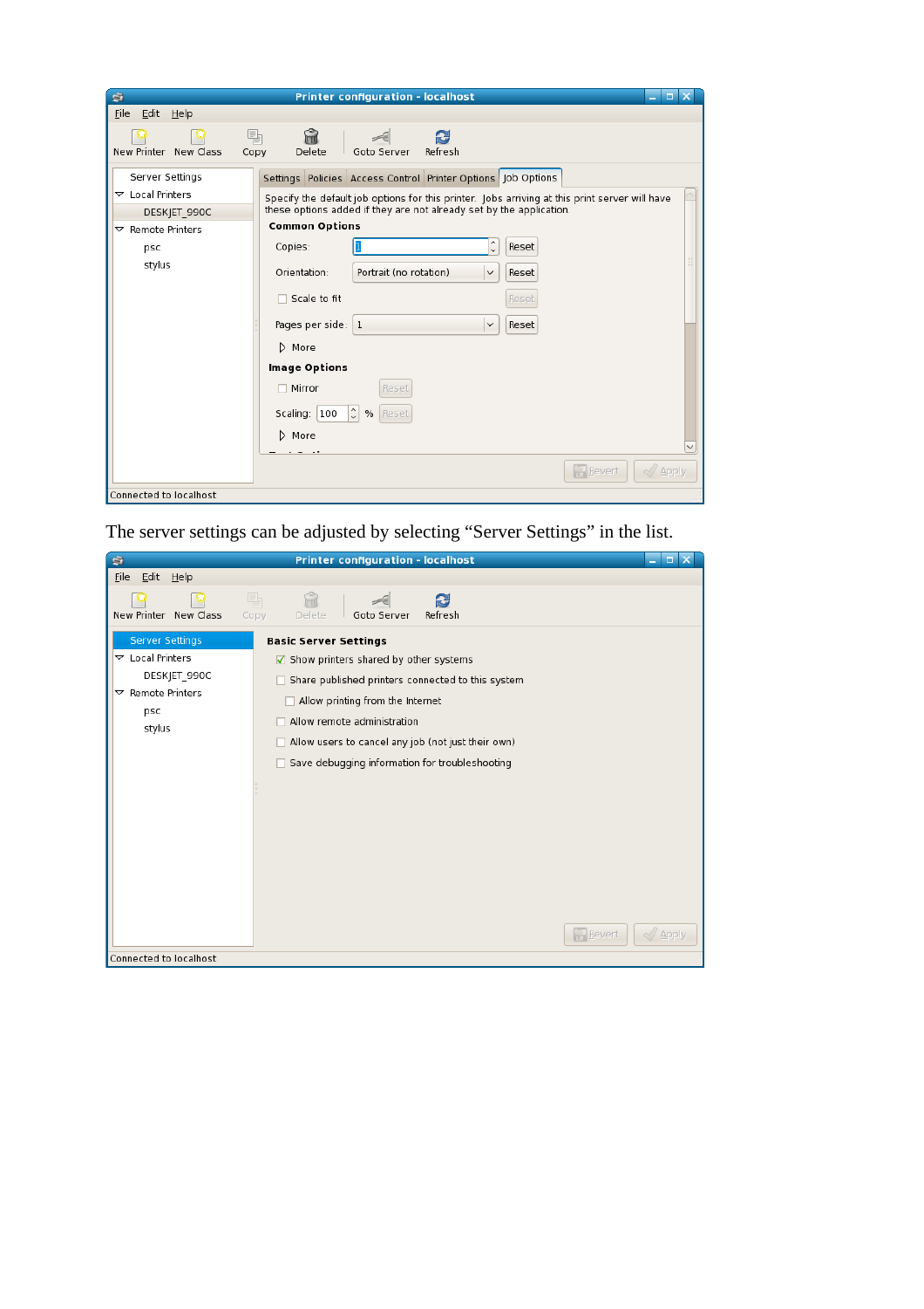The server settings can be adjusted by selecting “Server Settings” in the list.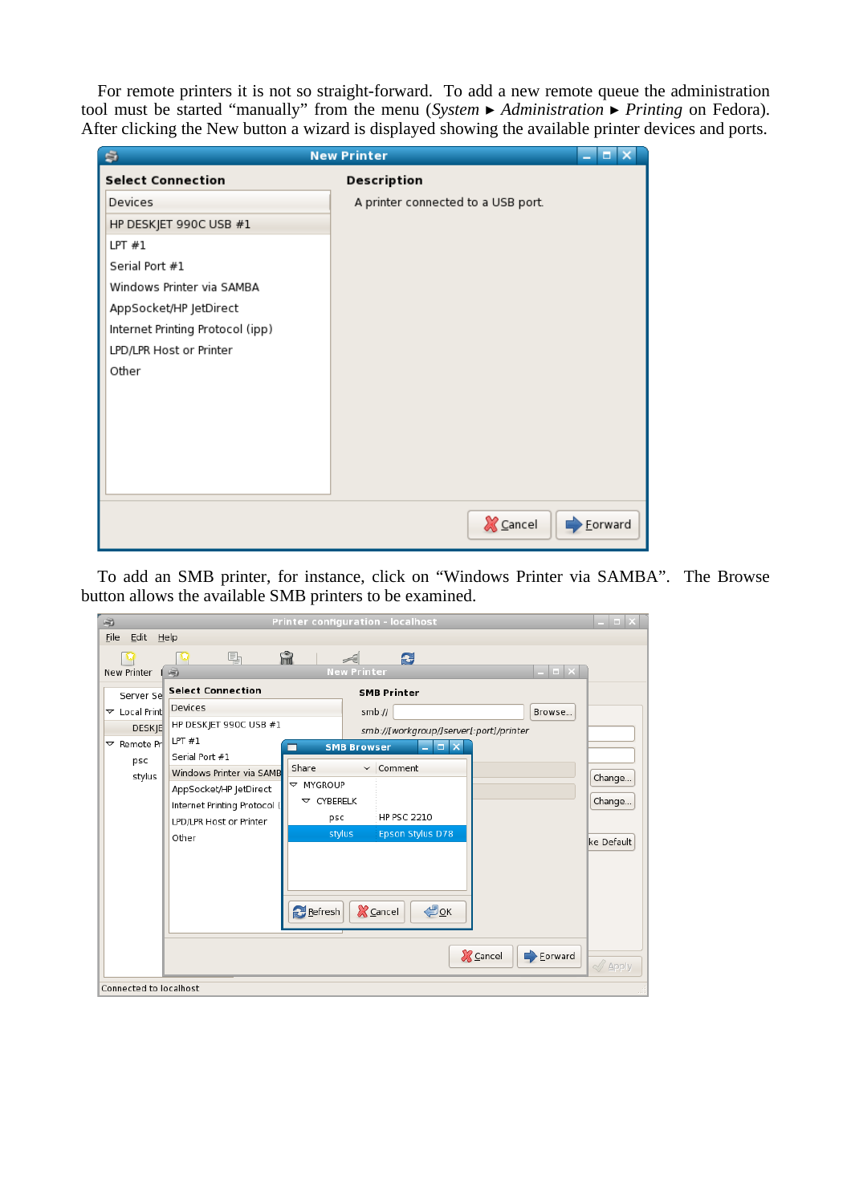For remote printers it is not so straight-forward. To add a new remote queue the administration tool must be started "manually" from the menu (*System* ► *Administration* ► *Printing* on Fedora). After clicking the New button a wizard is displayed showing the available printer devices and ports.

To add an SMB printer, for instance, click on "Windows Printer via SAMBA". The Browse button allows the available SMB printers to be examined.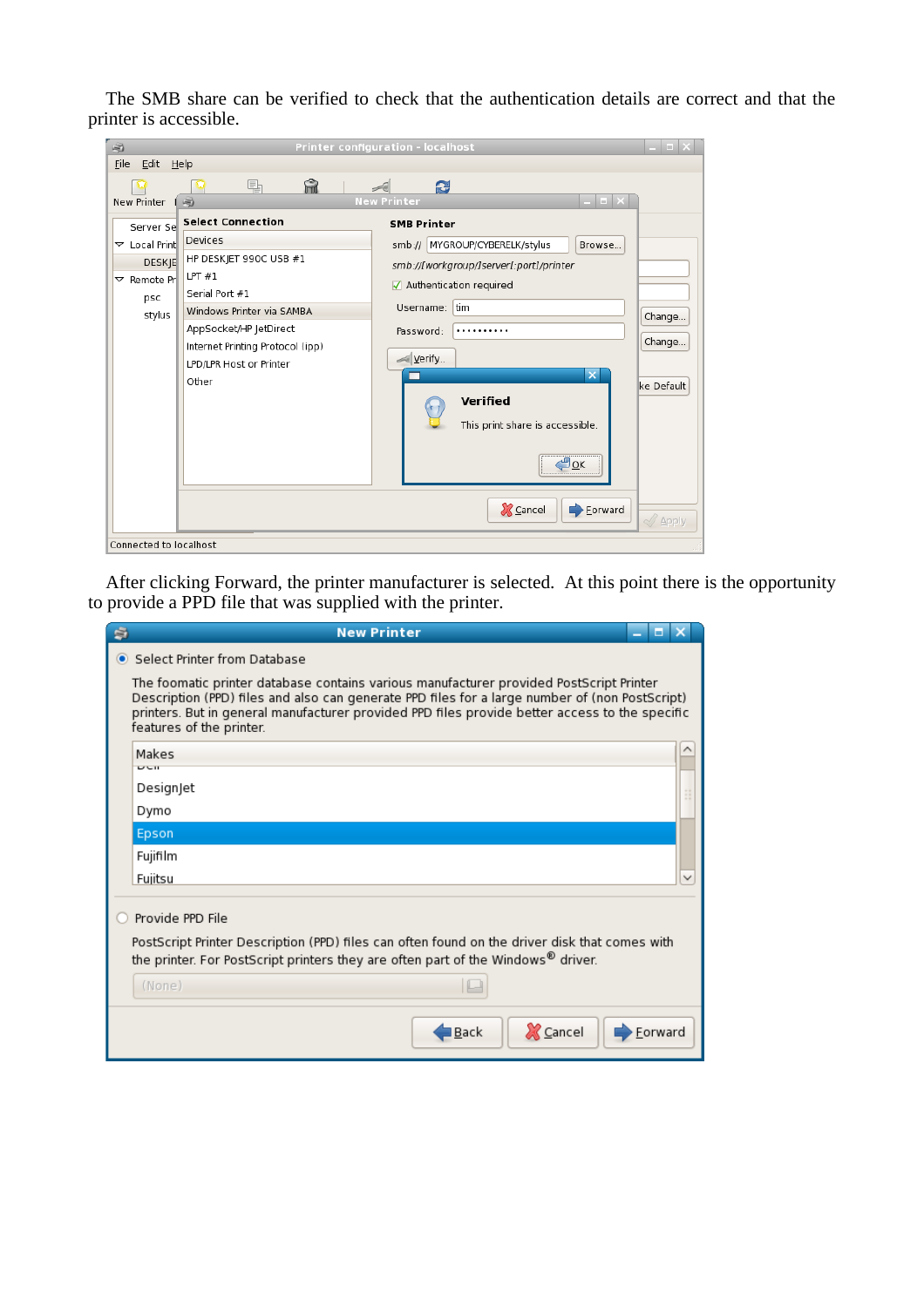The SMB share can be verified to check that the authentication details are correct and that the printer is accessible.

After clicking Forward, the printer manufacturer is selected. At this point there is the opportunity to provide a PPD file that was supplied with the printer.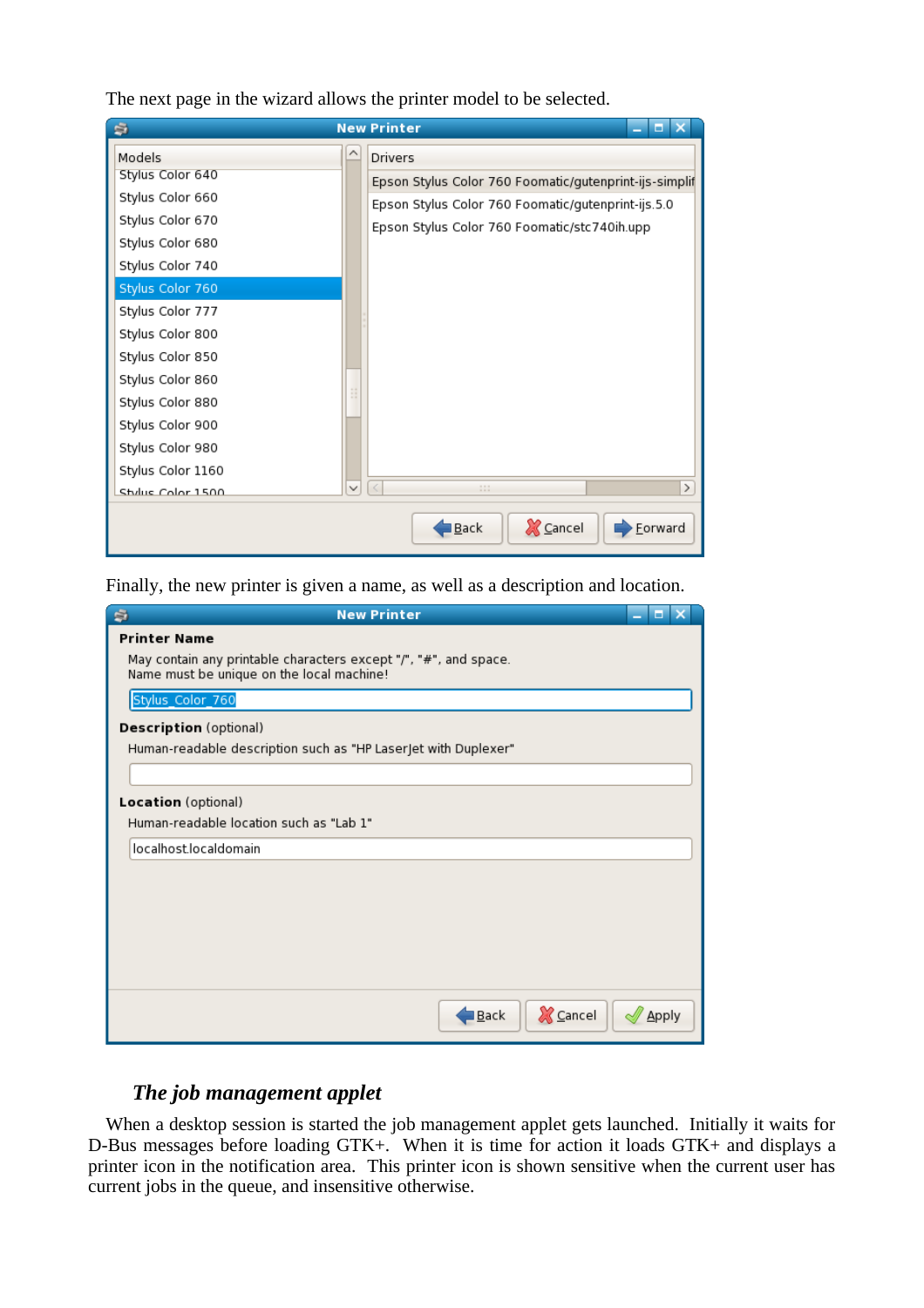The next page in the wizard allows the printer model to be selected.

Finally, the new printer is given a name, as well as a description and location.

### *The job management applet*

When a desktop session is started the job management applet gets launched. Initially it waits for D-Bus messages before loading GTK+. When it is time for action it loads GTK+ and displays a printer icon in the notification area. This printer icon is shown sensitive when the current user has current jobs in the queue, and insensitive otherwise.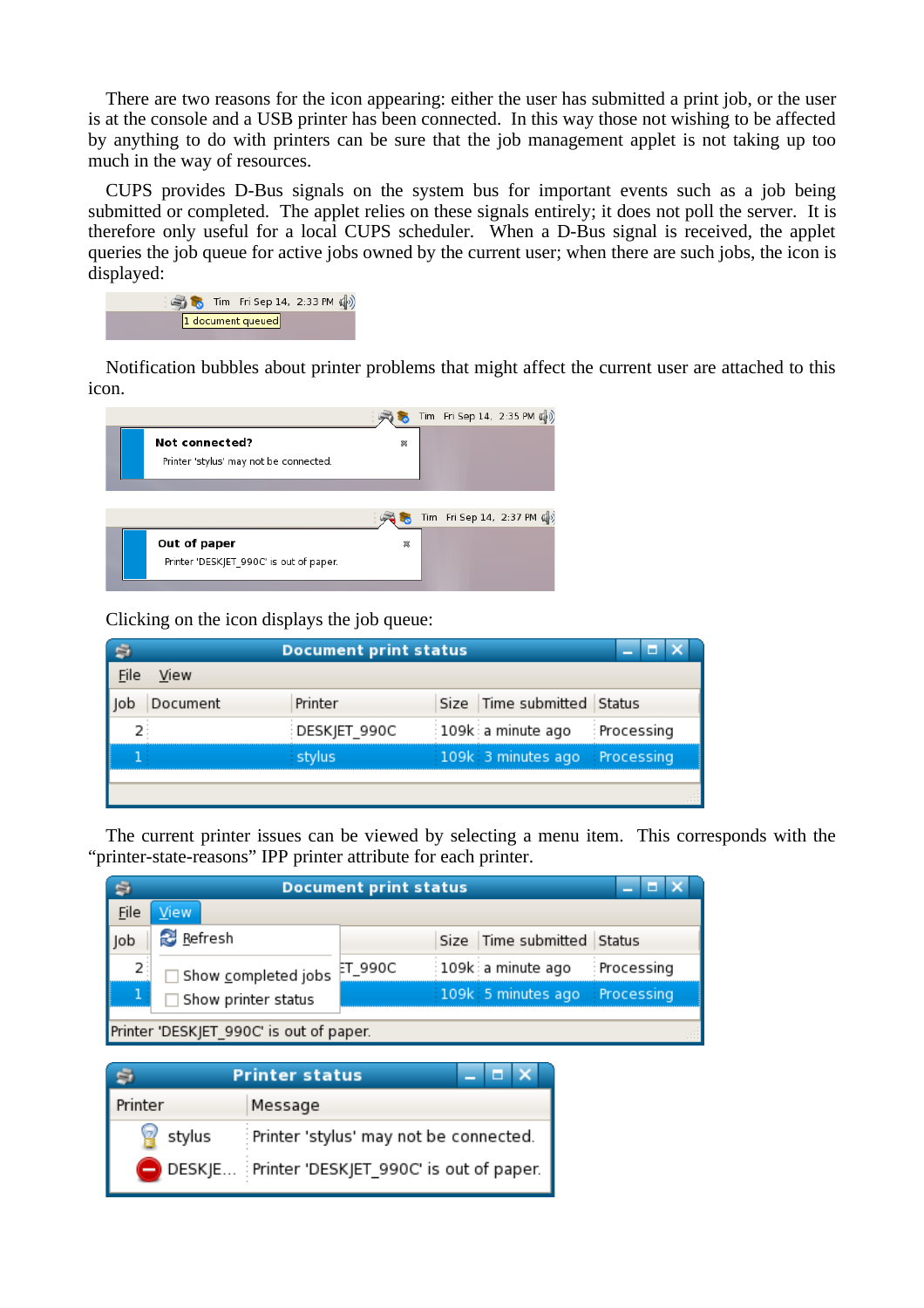There are two reasons for the icon appearing: either the user has submitted a print job, or the user is at the console and a USB printer has been connected. In this way those not wishing to be affected by anything to do with printers can be sure that the job management applet is not taking up too much in the way of resources.

CUPS provides D-Bus signals on the system bus for important events such as a job being submitted or completed. The applet relies on these signals entirely; it does not poll the server. It is therefore only useful for a local CUPS scheduler. When a D-Bus signal is received, the applet queries the job queue for active jobs owned by the current user; when there are such jobs, the icon is displayed:

Notification bubbles about printer problems that might affect the current user are attached to this icon.

Clicking on the icon displays the job queue:

The current printer issues can be viewed by selecting a menu item. This corresponds with the "printer-state-reasons" IPP printer attribute for each printer.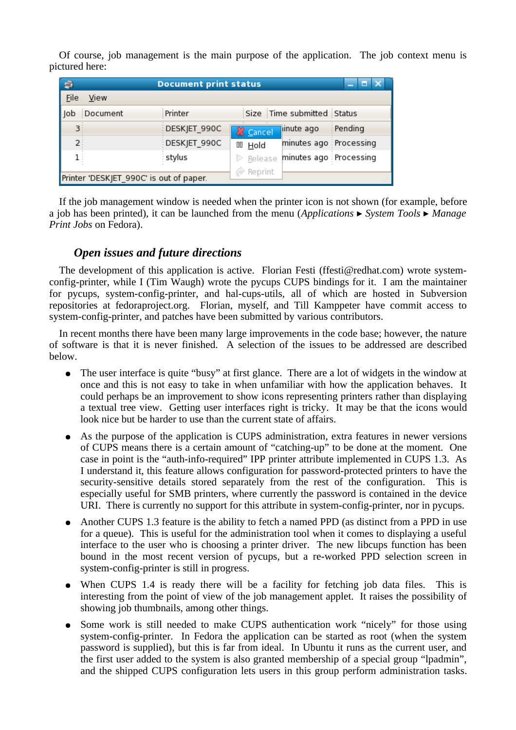Of course, job management is the main purpose of the application. The job context menu is pictured here:

If the job management window is needed when the printer icon is not shown (for example, before a job has been printed), it can be launched from the menu (*Applications* ▸ *System Tools* ▸ *Manage Print Jobs* on Fedora).

## *Open issues and future directions*

The development of this application is active. Florian Festi (ffesti@redhat.com) wrote system-config-printer, while I (Tim Waugh) wrote the pycups CUPS bindings for it. I am the maintainer for pycups, system-config-printer, and hal-cups-utils, all of which are hosted in Subversion repositories at fedoraproject.org. Florian, myself, and Till Kamppeter have commit access to system-config-printer, and patches have been submitted by various contributors.

In recent months there have been many large improvements in the code base; however, the nature of software is that it is never finished. A selection of the issues to be addressed are described below.

- The user interface is quite “busy” at first glance. There are a lot of widgets in the window at once and this is not easy to take in when unfamiliar with how the application behaves. It could perhaps be an improvement to show icons representing printers rather than displaying a textual tree view. Getting user interfaces right is tricky. It may be that the icons would look nice but be harder to use than the current state of affairs.

- As the purpose of the application is CUPS administration, extra features in newer versions of CUPS means there is a certain amount of “catching-up” to be done at the moment. One case in point is the “auth-info-required” IPP printer attribute implemented in CUPS 1.3. As I understand it, this feature allows configuration for password-protected printers to have the security-sensitive details stored separately from the rest of the configuration. This is especially useful for SMB printers, where currently the password is contained in the device URI. There is currently no support for this attribute in system-config-printer, nor in pycups.

- Another CUPS 1.3 feature is the ability to fetch a named PPD (as distinct from a PPD in use for a queue). This is useful for the administration tool when it comes to displaying a useful interface to the user who is choosing a printer driver. The new libcups function has been bound in the most recent version of pycups, but a re-worked PPD selection screen in system-config-printer is still in progress.

- When CUPS 1.4 is ready there will be a facility for fetching job data files. This is interesting from the point of view of the job management applet. It raises the possibility of showing job thumbnails, among other things.

- Some work is still needed to make CUPS authentication work “nicely” for those using system-config-printer. In Fedora the application can be started as root (when the system password is supplied), but this is far from ideal. In Ubuntu it runs as the current user, and the first user added to the system is also granted membership of a special group “lpadmin”, and the shipped CUPS configuration lets users in this group perform administration tasks.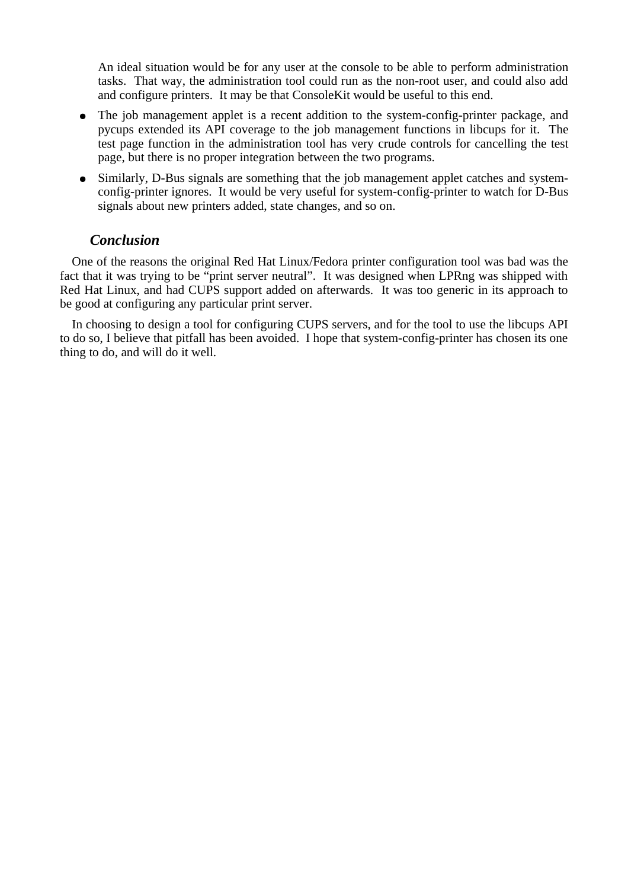An ideal situation would be for any user at the console to be able to perform administration tasks. That way, the administration tool could run as the non-root user, and could also add and configure printers. It may be that ConsoleKit would be useful to this end.

- The job management applet is a recent addition to the system-config-printer package, and pycups extended its API coverage to the job management functions in libcups for it. The test page function in the administration tool has very crude controls for cancelling the test page, but there is no proper integration between the two programs.
- Similarly, D-Bus signals are something that the job management applet catches and system-config-printer ignores. It would be very useful for system-config-printer to watch for D-Bus signals about new printers added, state changes, and so on.

### *Conclusion*

One of the reasons the original Red Hat Linux/Fedora printer configuration tool was bad was the fact that it was trying to be "print server neutral". It was designed when LPRng was shipped with Red Hat Linux, and had CUPS support added on afterwards. It was too generic in its approach to be good at configuring any particular print server.

In choosing to design a tool for configuring CUPS servers, and for the tool to use the libcups API to do so, I believe that pitfall has been avoided. I hope that system-config-printer has chosen its one thing to do, and will do it well.